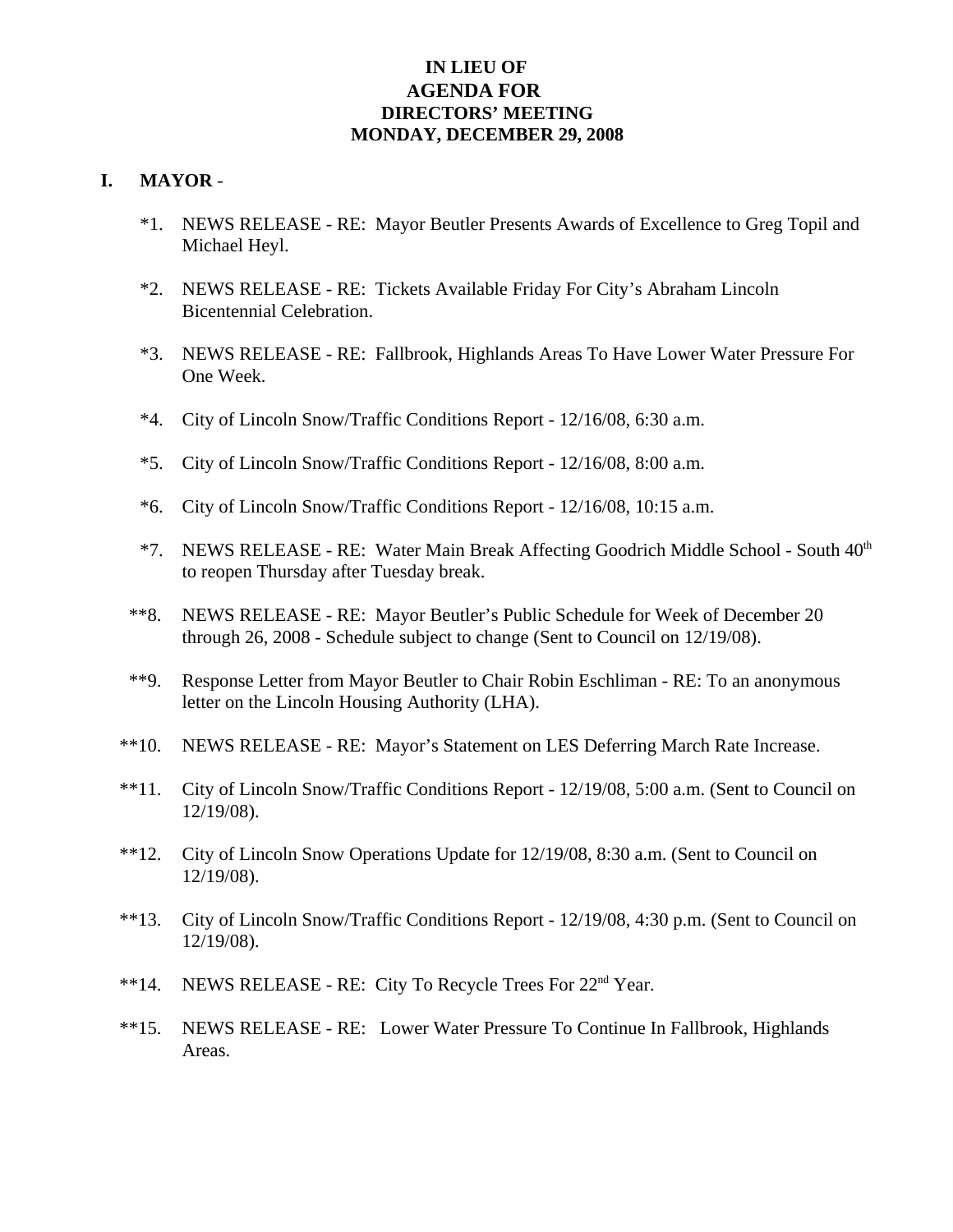# IN LIEU OF
# AGENDA FOR
# DIRECTORS' MEETING
# MONDAY, DECEMBER 29, 2008

## I. MAYOR -

*1. NEWS RELEASE - RE: Mayor Beutler Presents Awards of Excellence to Greg Topil and Michael Heyl.

*2. NEWS RELEASE - RE: Tickets Available Friday For City's Abraham Lincoln Bicentennial Celebration.

*3. NEWS RELEASE - RE: Fallbrook, Highlands Areas To Have Lower Water Pressure For One Week.

*4. City of Lincoln Snow/Traffic Conditions Report - 12/16/08, 6:30 a.m.

*5. City of Lincoln Snow/Traffic Conditions Report - 12/16/08, 8:00 a.m.

*6. City of Lincoln Snow/Traffic Conditions Report - 12/16/08, 10:15 a.m.

*7. NEWS RELEASE - RE: Water Main Break Affecting Goodrich Middle School - South 40th to reopen Thursday after Tuesday break.

**8. NEWS RELEASE - RE: Mayor Beutler's Public Schedule for Week of December 20 through 26, 2008 - Schedule subject to change (Sent to Council on 12/19/08).

**9. Response Letter from Mayor Beutler to Chair Robin Eschliman - RE: To an anonymous letter on the Lincoln Housing Authority (LHA).

**10. NEWS RELEASE - RE: Mayor's Statement on LES Deferring March Rate Increase.

**11. City of Lincoln Snow/Traffic Conditions Report - 12/19/08, 5:00 a.m. (Sent to Council on 12/19/08).

**12. City of Lincoln Snow Operations Update for 12/19/08, 8:30 a.m. (Sent to Council on 12/19/08).

**13. City of Lincoln Snow/Traffic Conditions Report - 12/19/08, 4:30 p.m. (Sent to Council on 12/19/08).

**14. NEWS RELEASE - RE: City To Recycle Trees For 22nd Year.

**15. NEWS RELEASE - RE: Lower Water Pressure To Continue In Fallbrook, Highlands Areas.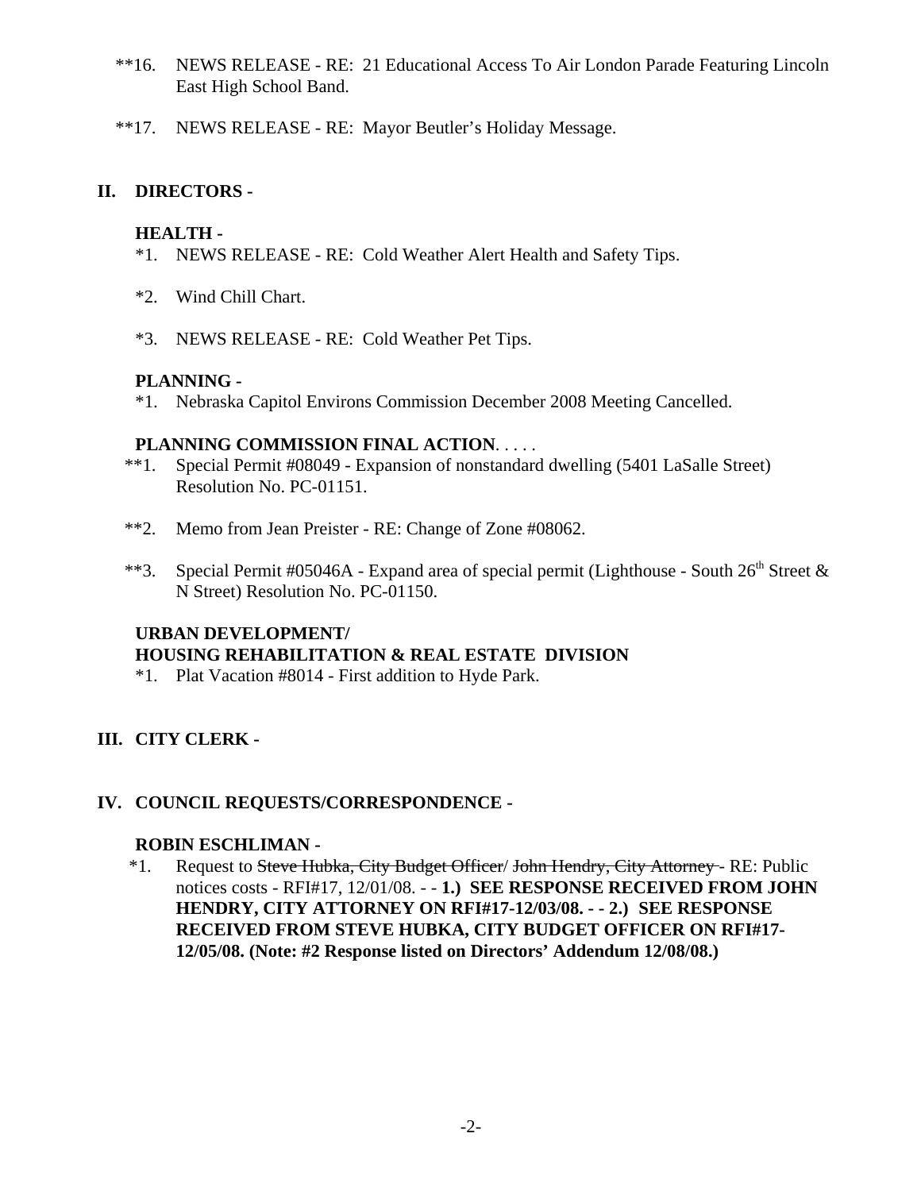**16. NEWS RELEASE - RE: 21 Educational Access To Air London Parade Featuring Lincoln East High School Band.

**17. NEWS RELEASE - RE: Mayor Beutler's Holiday Message.

## II. DIRECTORS -

### HEALTH -

*1. NEWS RELEASE - RE: Cold Weather Alert Health and Safety Tips.

*2. Wind Chill Chart.

*3. NEWS RELEASE - RE: Cold Weather Pet Tips.

### PLANNING -

*1. Nebraska Capitol Environs Commission December 2008 Meeting Cancelled.

### PLANNING COMMISSION FINAL ACTION. . . . .

**1. Special Permit #08049 - Expansion of nonstandard dwelling (5401 LaSalle Street) Resolution No. PC-01151.

**2. Memo from Jean Preister - RE: Change of Zone #08062.

**3. Special Permit #05046A - Expand area of special permit (Lighthouse - South 26th Street & N Street) Resolution No. PC-01150.

### URBAN DEVELOPMENT/ HOUSING REHABILITATION & REAL ESTATE DIVISION

*1. Plat Vacation #8014 - First addition to Hyde Park.

## III. CITY CLERK -

## IV. COUNCIL REQUESTS/CORRESPONDENCE -

### ROBIN ESCHLIMAN -

*1. Request to ~~Steve Hubka, City Budget Officer~~/ ~~John Hendry, City Attorney~~ - RE: Public notices costs - RFI#17, 12/01/08. - - **1.) SEE RESPONSE RECEIVED FROM JOHN HENDRY, CITY ATTORNEY ON RFI#17-12/03/08. - - 2.) SEE RESPONSE RECEIVED FROM STEVE HUBKA, CITY BUDGET OFFICER ON RFI#17-12/05/08. (Note: #2 Response listed on Directors' Addendum 12/08/08.)**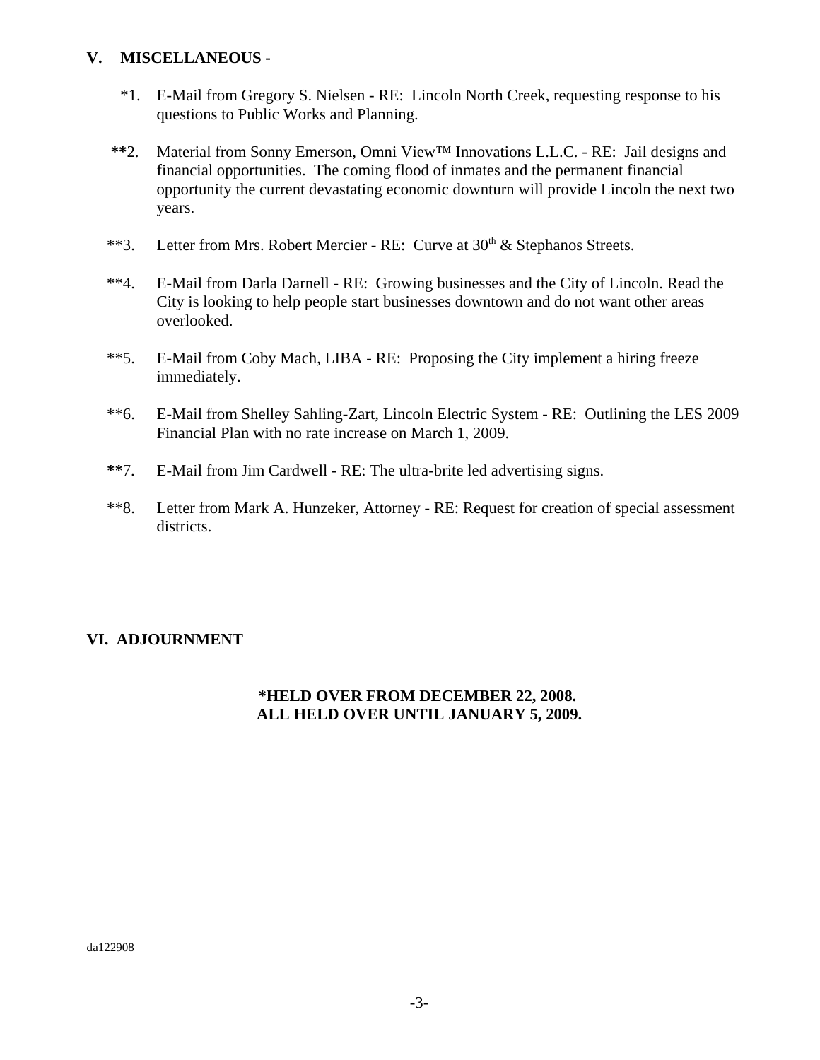## V. MISCELLANEOUS -

*1. E-Mail from Gregory S. Nielsen - RE: Lincoln North Creek, requesting response to his questions to Public Works and Planning.

**2. Material from Sonny Emerson, Omni View™ Innovations L.L.C. - RE: Jail designs and financial opportunities. The coming flood of inmates and the permanent financial opportunity the current devastating economic downturn will provide Lincoln the next two years.

**3. Letter from Mrs. Robert Mercier - RE: Curve at 30th & Stephanos Streets.

**4. E-Mail from Darla Darnell - RE: Growing businesses and the City of Lincoln. Read the City is looking to help people start businesses downtown and do not want other areas overlooked.

**5. E-Mail from Coby Mach, LIBA - RE: Proposing the City implement a hiring freeze immediately.

**6. E-Mail from Shelley Sahling-Zart, Lincoln Electric System - RE: Outlining the LES 2009 Financial Plan with no rate increase on March 1, 2009.

**7. E-Mail from Jim Cardwell - RE: The ultra-brite led advertising signs.

**8. Letter from Mark A. Hunzeker, Attorney - RE: Request for creation of special assessment districts.

## VI. ADJOURNMENT

**\*HELD OVER FROM DECEMBER 22, 2008.**
**ALL HELD OVER UNTIL JANUARY 5, 2009.**

da122908